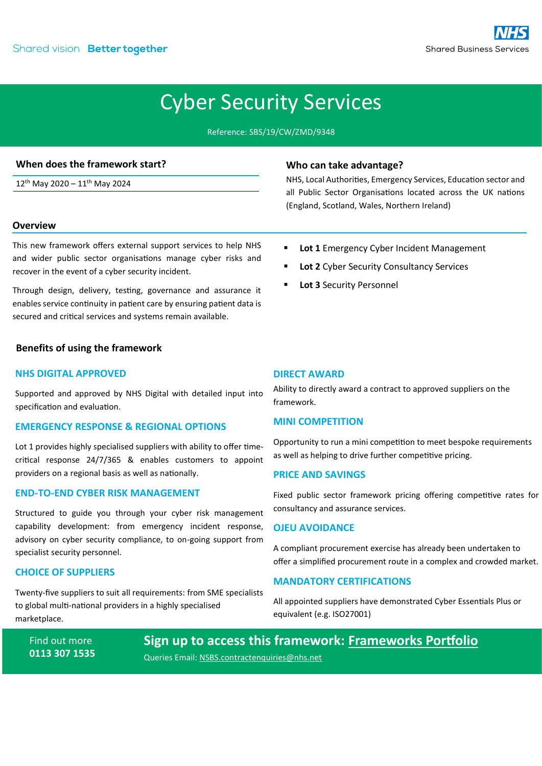Shared vision **Better together**

NHS Shared Business Services

# Cyber Security Services

Reference: SBS/19/CW/ZMD/9348

## When does the framework start?

12th May 2020 – 11th May 2024

## Who can take advantage?

NHS, Local Authorities, Emergency Services, Education sector and all Public Sector Organisations located across the UK nations (England, Scotland, Wales, Northern Ireland)

## Overview

This new framework offers external support services to help NHS and wider public sector organisations manage cyber risks and recover in the event of a cyber security incident.

Through design, delivery, testing, governance and assurance it enables service continuity in patient care by ensuring patient data is secured and critical services and systems remain available.

- **Lot 1** Emergency Cyber Incident Management
- **Lot 2** Cyber Security Consultancy Services
- **Lot 3** Security Personnel

## Benefits of using the framework

### NHS DIGITAL APPROVED

Supported and approved by NHS Digital with detailed input into specification and evaluation.

### EMERGENCY RESPONSE & REGIONAL OPTIONS

Lot 1 provides highly specialised suppliers with ability to offer time-critical response 24/7/365 & enables customers to appoint providers on a regional basis as well as nationally.

### END-TO-END CYBER RISK MANAGEMENT

Structured to guide you through your cyber risk management capability development: from emergency incident response, advisory on cyber security compliance, to on-going support from specialist security personnel.

### CHOICE OF SUPPLIERS

Twenty-five suppliers to suit all requirements: from SME specialists to global multi-national providers in a highly specialised marketplace.

### DIRECT AWARD

Ability to directly award a contract to approved suppliers on the framework.

### MINI COMPETITION

Opportunity to run a mini competition to meet bespoke requirements as well as helping to drive further competitive pricing.

### PRICE AND SAVINGS

Fixed public sector framework pricing offering competitive rates for consultancy and assurance services.

### OJEU AVOIDANCE

A compliant procurement exercise has already been undertaken to offer a simplified procurement route in a complex and crowded market.

### MANDATORY CERTIFICATIONS

All appointed suppliers have demonstrated Cyber Essentials Plus or equivalent (e.g. ISO27001)

Find out more
**0113 307 1535**

**Sign up to access this framework: Frameworks Portfolio**

Queries Email: NSBS.contractenquiries@nhs.net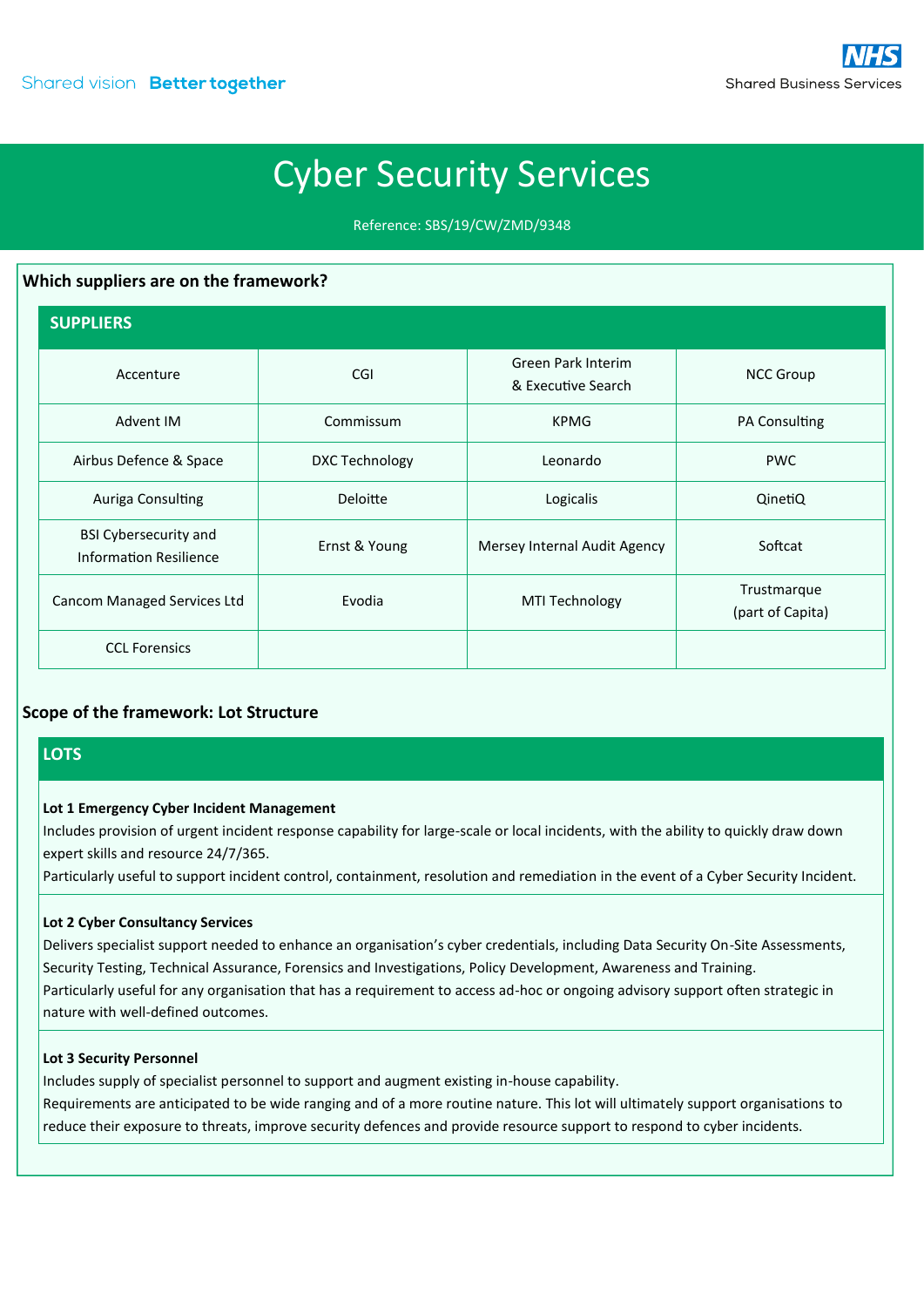Shared vision **Better together**

NHS Shared Business Services

# Cyber Security Services

Reference: SBS/19/CW/ZMD/9348

## Which suppliers are on the framework?

| SUPPLIERS | | | |
|---|---|---|---|
| Accenture | CGI | Green Park Interim & Executive Search | NCC Group |
| Advent IM | Commissum | KPMG | PA Consulting |
| Airbus Defence & Space | DXC Technology | Leonardo | PWC |
| Auriga Consulting | Deloitte | Logicalis | QinetiQ |
| BSI Cybersecurity and Information Resilience | Ernst & Young | Mersey Internal Audit Agency | Softcat |
| Cancom Managed Services Ltd | Evodia | MTI Technology | Trustmarque (part of Capita) |
| CCL Forensics | | | |

## Scope of the framework: Lot Structure

### LOTS

**Lot 1 Emergency Cyber Incident Management**

Includes provision of urgent incident response capability for large-scale or local incidents, with the ability to quickly draw down expert skills and resource 24/7/365.

Particularly useful to support incident control, containment, resolution and remediation in the event of a Cyber Security Incident.

**Lot 2 Cyber Consultancy Services**

Delivers specialist support needed to enhance an organisation's cyber credentials, including Data Security On-Site Assessments, Security Testing, Technical Assurance, Forensics and Investigations, Policy Development, Awareness and Training.

Particularly useful for any organisation that has a requirement to access ad-hoc or ongoing advisory support often strategic in nature with well-defined outcomes.

**Lot 3 Security Personnel**

Includes supply of specialist personnel to support and augment existing in-house capability.

Requirements are anticipated to be wide ranging and of a more routine nature. This lot will ultimately support organisations to reduce their exposure to threats, improve security defences and provide resource support to respond to cyber incidents.